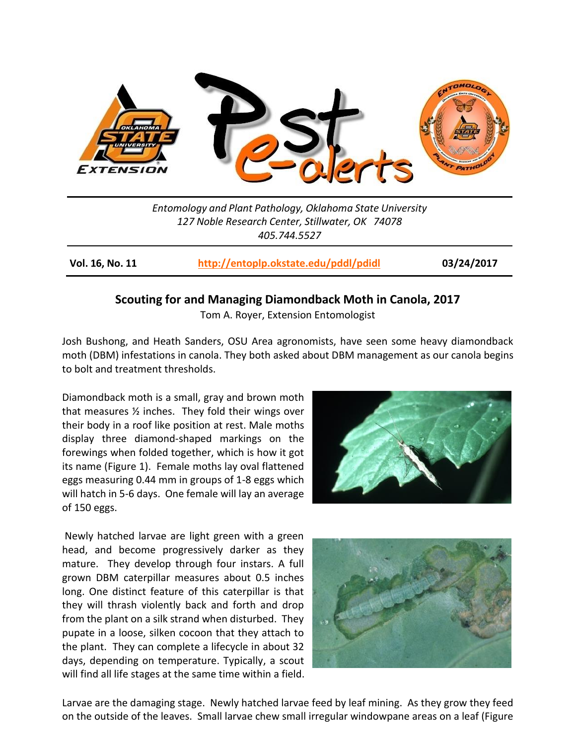Entomology and Plant Pathology, Oklahoma State University
127 Noble Research Center, Stillwater, OK 74078
405.744.5527

**Vol. 16, No. 11** | **http://entoplp.okstate.edu/pddl/pdidl** | **03/24/2017**

## Scouting for and Managing Diamondback Moth in Canola, 2017

Tom A. Royer, Extension Entomologist

Josh Bushong, and Heath Sanders, OSU Area agronomists, have seen some heavy diamondback moth (DBM) infestations in canola. They both asked about DBM management as our canola begins to bolt and treatment thresholds.

Diamondback moth is a small, gray and brown moth that measures ½ inches. They fold their wings over their body in a roof like position at rest. Male moths display three diamond-shaped markings on the forewings when folded together, which is how it got its name (Figure 1). Female moths lay oval flattened eggs measuring 0.44 mm in groups of 1-8 eggs which will hatch in 5-6 days. One female will lay an average of 150 eggs.

Newly hatched larvae are light green with a green head, and become progressively darker as they mature. They develop through four instars. A full grown DBM caterpillar measures about 0.5 inches long. One distinct feature of this caterpillar is that they will thrash violently back and forth and drop from the plant on a silk strand when disturbed. They pupate in a loose, silken cocoon that they attach to the plant. They can complete a lifecycle in about 32 days, depending on temperature. Typically, a scout will find all life stages at the same time within a field.

Larvae are the damaging stage. Newly hatched larvae feed by leaf mining. As they grow they feed on the outside of the leaves. Small larvae chew small irregular windowpane areas on a leaf (Figure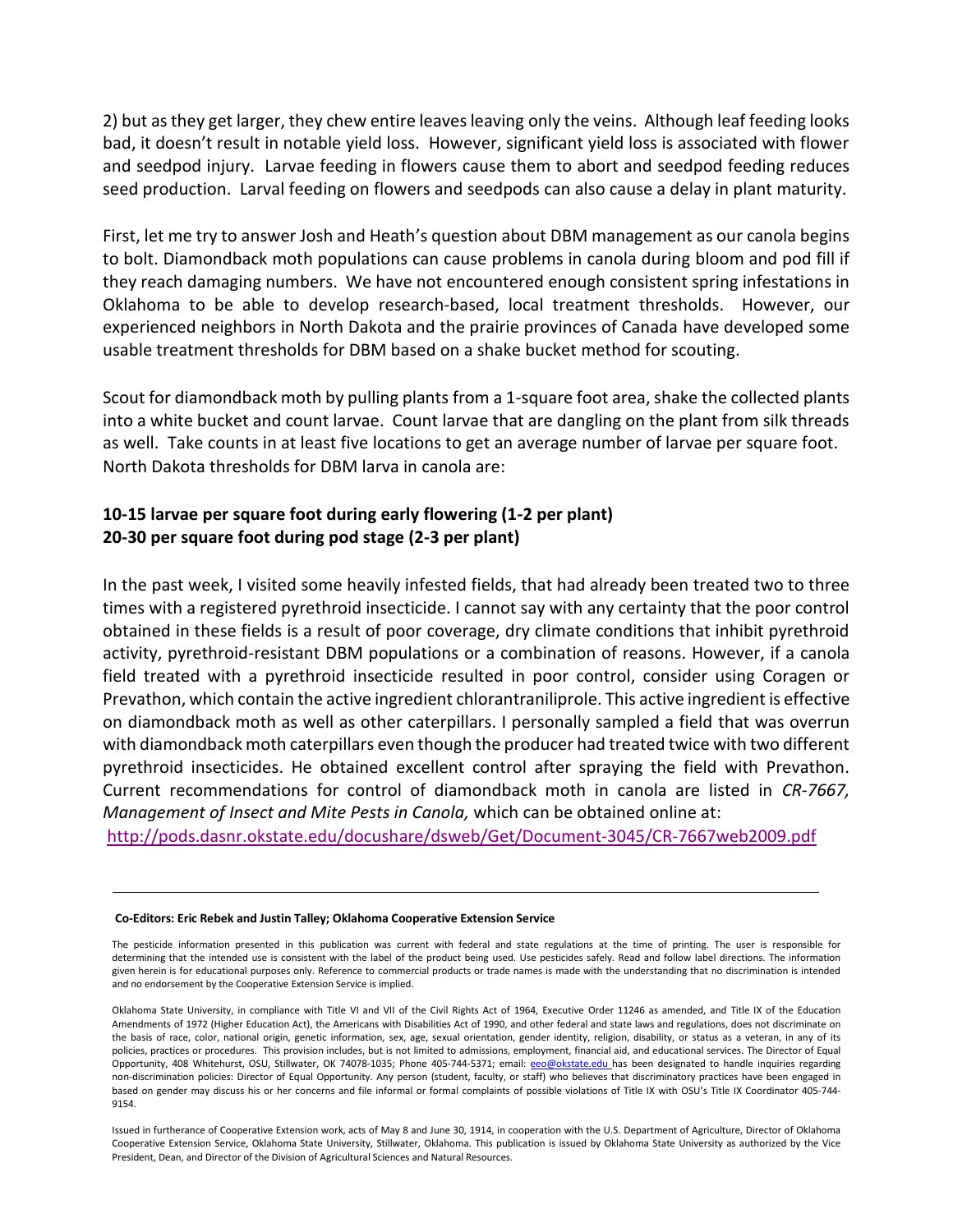2) but as they get larger, they chew entire leaves leaving only the veins. Although leaf feeding looks bad, it doesn't result in notable yield loss. However, significant yield loss is associated with flower and seedpod injury. Larvae feeding in flowers cause them to abort and seedpod feeding reduces seed production. Larval feeding on flowers and seedpods can also cause a delay in plant maturity.

First, let me try to answer Josh and Heath's question about DBM management as our canola begins to bolt. Diamondback moth populations can cause problems in canola during bloom and pod fill if they reach damaging numbers. We have not encountered enough consistent spring infestations in Oklahoma to be able to develop research-based, local treatment thresholds. However, our experienced neighbors in North Dakota and the prairie provinces of Canada have developed some usable treatment thresholds for DBM based on a shake bucket method for scouting.

Scout for diamondback moth by pulling plants from a 1-square foot area, shake the collected plants into a white bucket and count larvae. Count larvae that are dangling on the plant from silk threads as well. Take counts in at least five locations to get an average number of larvae per square foot. North Dakota thresholds for DBM larva in canola are:

**10-15 larvae per square foot during early flowering (1-2 per plant)**
**20-30 per square foot during pod stage (2-3 per plant)**

In the past week, I visited some heavily infested fields, that had already been treated two to three times with a registered pyrethroid insecticide. I cannot say with any certainty that the poor control obtained in these fields is a result of poor coverage, dry climate conditions that inhibit pyrethroid activity, pyrethroid-resistant DBM populations or a combination of reasons. However, if a canola field treated with a pyrethroid insecticide resulted in poor control, consider using Coragen or Prevathon, which contain the active ingredient chlorantraniliprole. This active ingredient is effective on diamondback moth as well as other caterpillars. I personally sampled a field that was overrun with diamondback moth caterpillars even though the producer had treated twice with two different pyrethroid insecticides. He obtained excellent control after spraying the field with Prevathon. Current recommendations for control of diamondback moth in canola are listed in *CR-7667, Management of Insect and Mite Pests in Canola,* which can be obtained online at:
http://pods.dasnr.okstate.edu/docushare/dsweb/Get/Document-3045/CR-7667web2009.pdf

---

**Co-Editors: Eric Rebek and Justin Talley; Oklahoma Cooperative Extension Service**

The pesticide information presented in this publication was current with federal and state regulations at the time of printing. The user is responsible for determining that the intended use is consistent with the label of the product being used. Use pesticides safely. Read and follow label directions. The information given herein is for educational purposes only. Reference to commercial products or trade names is made with the understanding that no discrimination is intended and no endorsement by the Cooperative Extension Service is implied.

Oklahoma State University, in compliance with Title VI and VII of the Civil Rights Act of 1964, Executive Order 11246 as amended, and Title IX of the Education Amendments of 1972 (Higher Education Act), the Americans with Disabilities Act of 1990, and other federal and state laws and regulations, does not discriminate on the basis of race, color, national origin, genetic information, sex, age, sexual orientation, gender identity, religion, disability, or status as a veteran, in any of its policies, practices or procedures. This provision includes, but is not limited to admissions, employment, financial aid, and educational services. The Director of Equal Opportunity, 408 Whitehurst, OSU, Stillwater, OK 74078-1035; Phone 405-744-5371; email: eeo@okstate.edu has been designated to handle inquiries regarding non-discrimination policies: Director of Equal Opportunity. Any person (student, faculty, or staff) who believes that discriminatory practices have been engaged in based on gender may discuss his or her concerns and file informal or formal complaints of possible violations of Title IX with OSU's Title IX Coordinator 405-744-9154.

Issued in furtherance of Cooperative Extension work, acts of May 8 and June 30, 1914, in cooperation with the U.S. Department of Agriculture, Director of Oklahoma Cooperative Extension Service, Oklahoma State University, Stillwater, Oklahoma. This publication is issued by Oklahoma State University as authorized by the Vice President, Dean, and Director of the Division of Agricultural Sciences and Natural Resources.